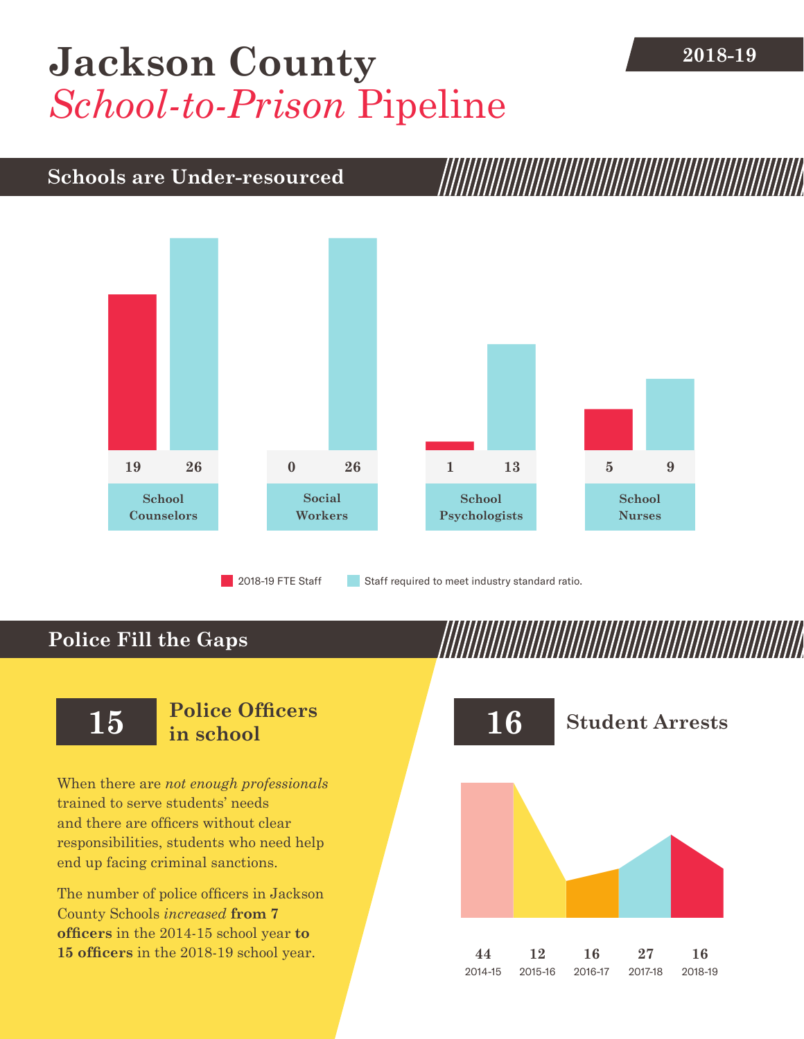# Jackson County *School-to-Prison* Pipeline

2018-19

## Schools are Under-resourced

| | 2018-19 FTE Staff | Staff required to meet industry standard ratio. |
|---|---|---|
| School Counselors | 19 | 26 |
| Social Workers | 0 | 26 |
| School Psychologists | 1 | 13 |
| School Nurses | 5 | 9 |

## Police Fill the Gaps

**15** **Police Officers in school**

When there are *not enough professionals* trained to serve students' needs and there are officers without clear responsibilities, students who need help end up facing criminal sanctions.

The number of police officers in Jackson County Schools *increased* **from 7 officers** in the 2014-15 school year **to 15 officers** in the 2018-19 school year.

**16** **Student Arrests**

| 2014-15 | 2015-16 | 2016-17 | 2017-18 | 2018-19 |
|---|---|---|---|---|
| 44 | 12 | 16 | 27 | 16 |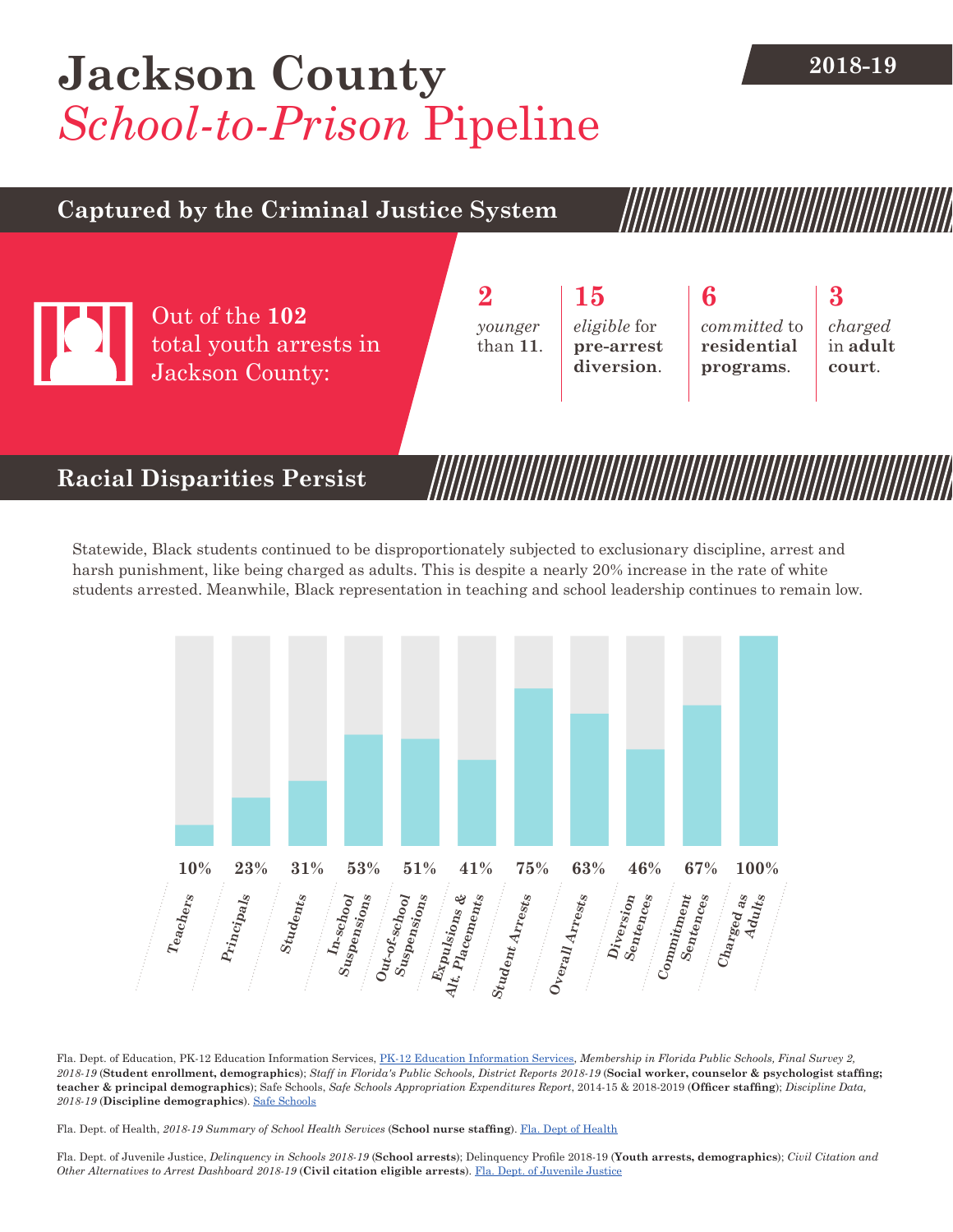# Jackson County *School-to-Prison* Pipeline

2018-19

## Captured by the Criminal Justice System

Out of the **102** total youth arrests in Jackson County:

**2** *younger* than **11**.

**15** *eligible* for **pre-arrest diversion**.

**6** *committed* to **residential programs**.

**3** *charged* in **adult court**.

## Racial Disparities Persist

Statewide, Black students continued to be disproportionately subjected to exclusionary discipline, arrest and harsh punishment, like being charged as adults. This is despite a nearly 20% increase in the rate of white students arrested. Meanwhile, Black representation in teaching and school leadership continues to remain low.

10% Teachers
23% Principals
31% Students
53% In-school Suspensions
51% Out-of-school Suspensions
41% Expulsions & Alt. Placements
75% Student Arrests
63% Overall Arrests
46% Diversion Sentences
67% Commitment Sentences
100% Charged as Adults

Fla. Dept. of Education, PK-12 Education Information Services, [PK-12 Education Information Services](), *Membership in Florida Public Schools, Final Survey 2, 2018-19* (**Student enrollment, demographics**); *Staff in Florida's Public Schools, District Reports 2018-19* (**Social worker, counselor & psychologist staffing; teacher & principal demographics**); Safe Schools, *Safe Schools Appropriation Expenditures Report*, 2014-15 & 2018-2019 (**Officer staffing**); *Discipline Data, 2018-19* (**Discipline demographics**). [Safe Schools]()

Fla. Dept. of Health, *2018-19 Summary of School Health Services* (**School nurse staffing**). [Fla. Dept of Health]()

Fla. Dept. of Juvenile Justice, *Delinquency in Schools 2018-19* (**School arrests**); Delinquency Profile 2018-19 (**Youth arrests, demographics**); *Civil Citation and Other Alternatives to Arrest Dashboard 2018-19* (**Civil citation eligible arrests**). [Fla. Dept. of Juvenile Justice]()